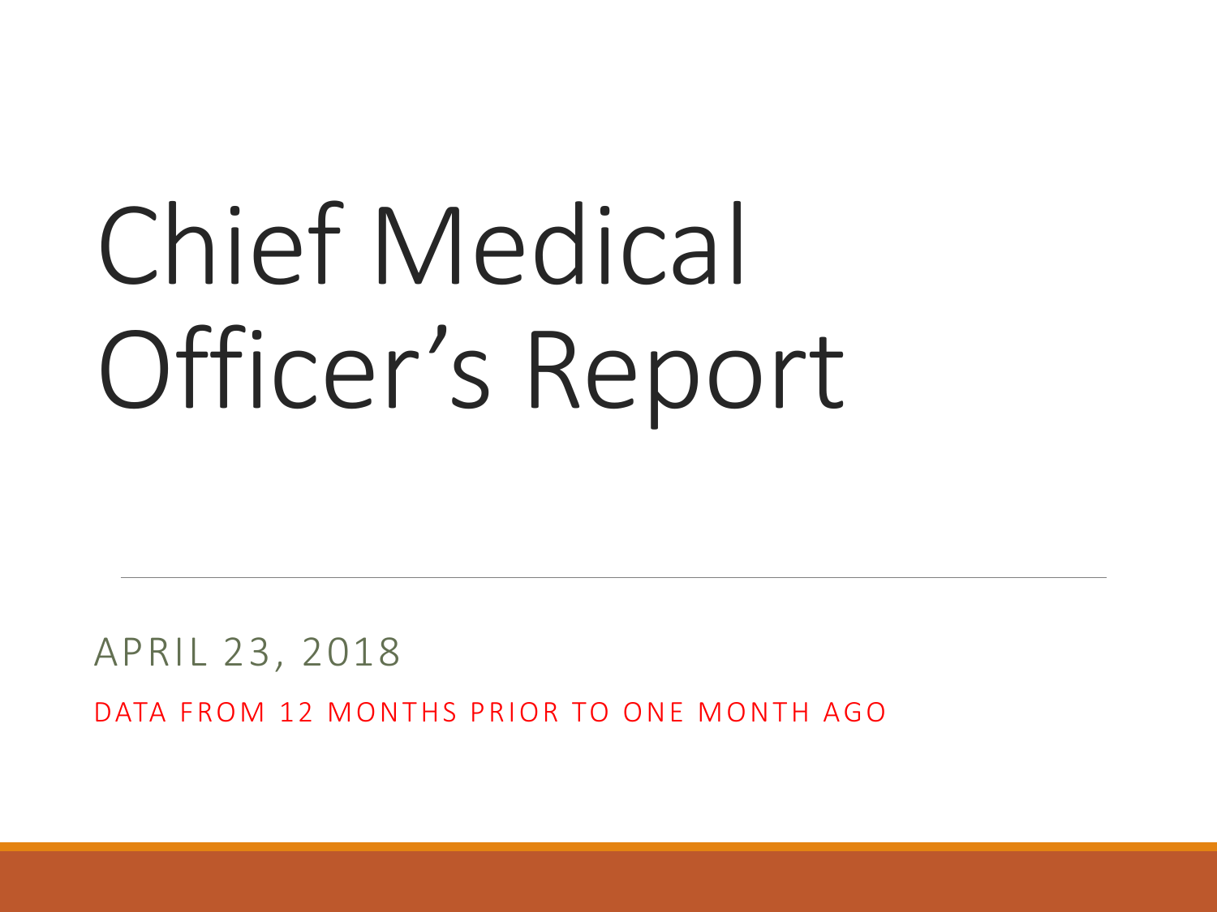# Chief Medical Officer's Report

APRIL 23, 2018

DATA FROM 12 MONTHS PRIOR TO ONE MONTH AGO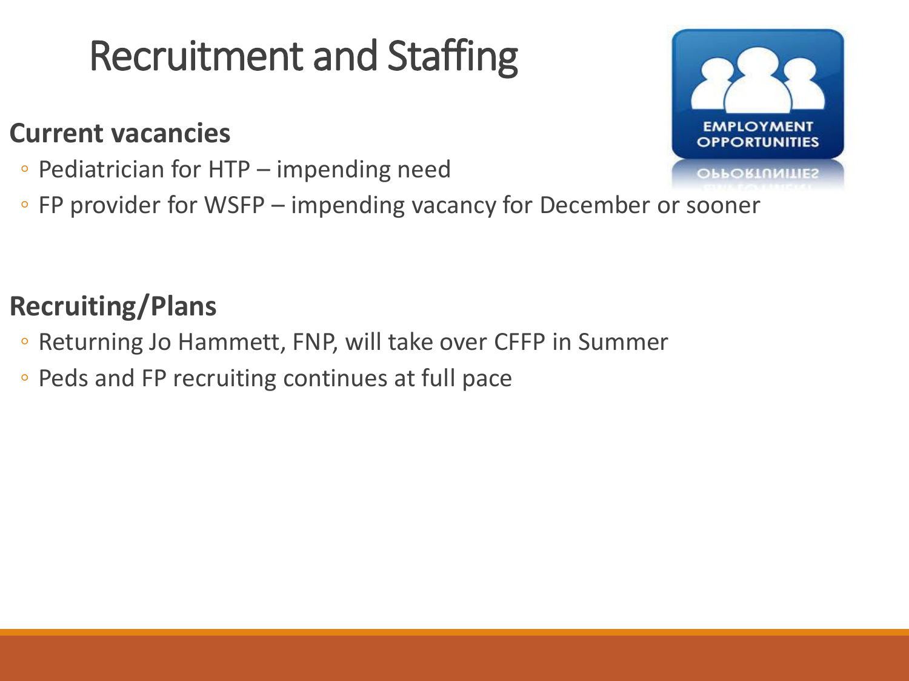# Recruitment and Staffing

**Current vacancies**

- Pediatrician for HTP – impending need
- FP provider for WSFP – impending vacancy for December or sooner

**Recruiting/Plans**

- Returning Jo Hammett, FNP, will take over CFFP in Summer
- Peds and FP recruiting continues at full pace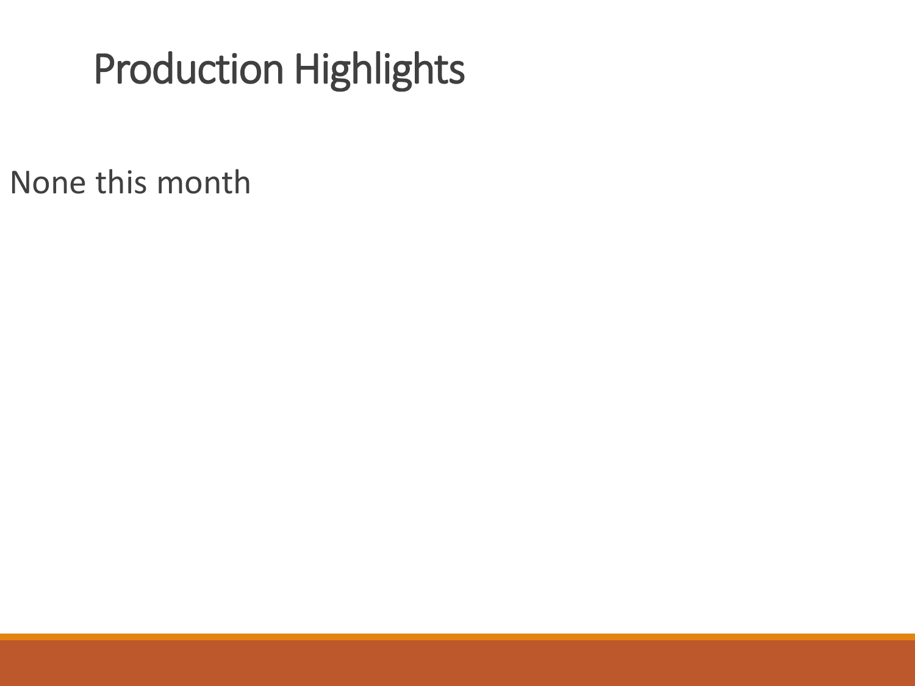# Production Highlights

None this month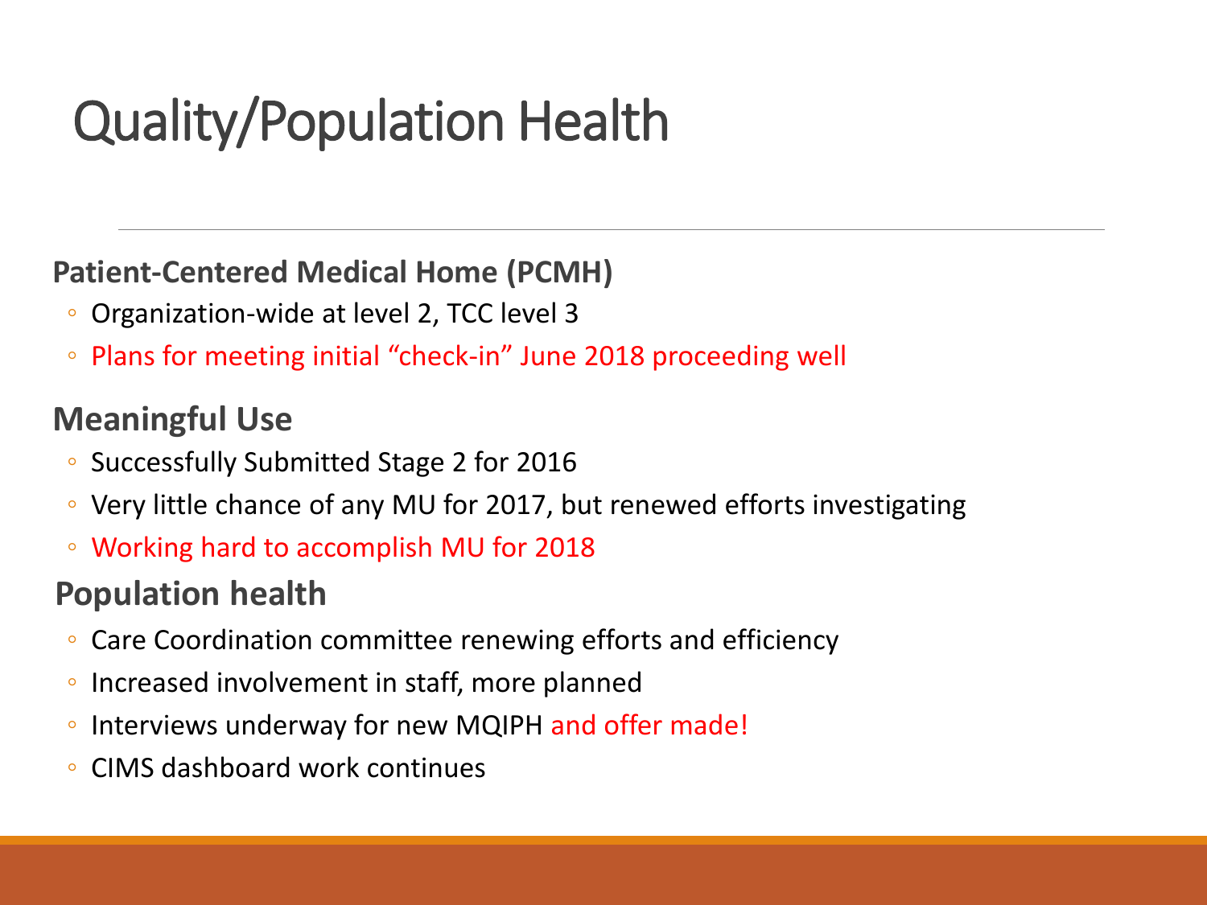# Quality/Population Health

**Patient-Centered Medical Home (PCMH)**

- Organization-wide at level 2, TCC level 3
- Plans for meeting initial "check-in" June 2018 proceeding well

## Meaningful Use

- Successfully Submitted Stage 2 for 2016
- Very little chance of any MU for 2017, but renewed efforts investigating
- Working hard to accomplish MU for 2018

## Population health

- Care Coordination committee renewing efforts and efficiency
- Increased involvement in staff, more planned
- Interviews underway for new MQIPH and offer made!
- CIMS dashboard work continues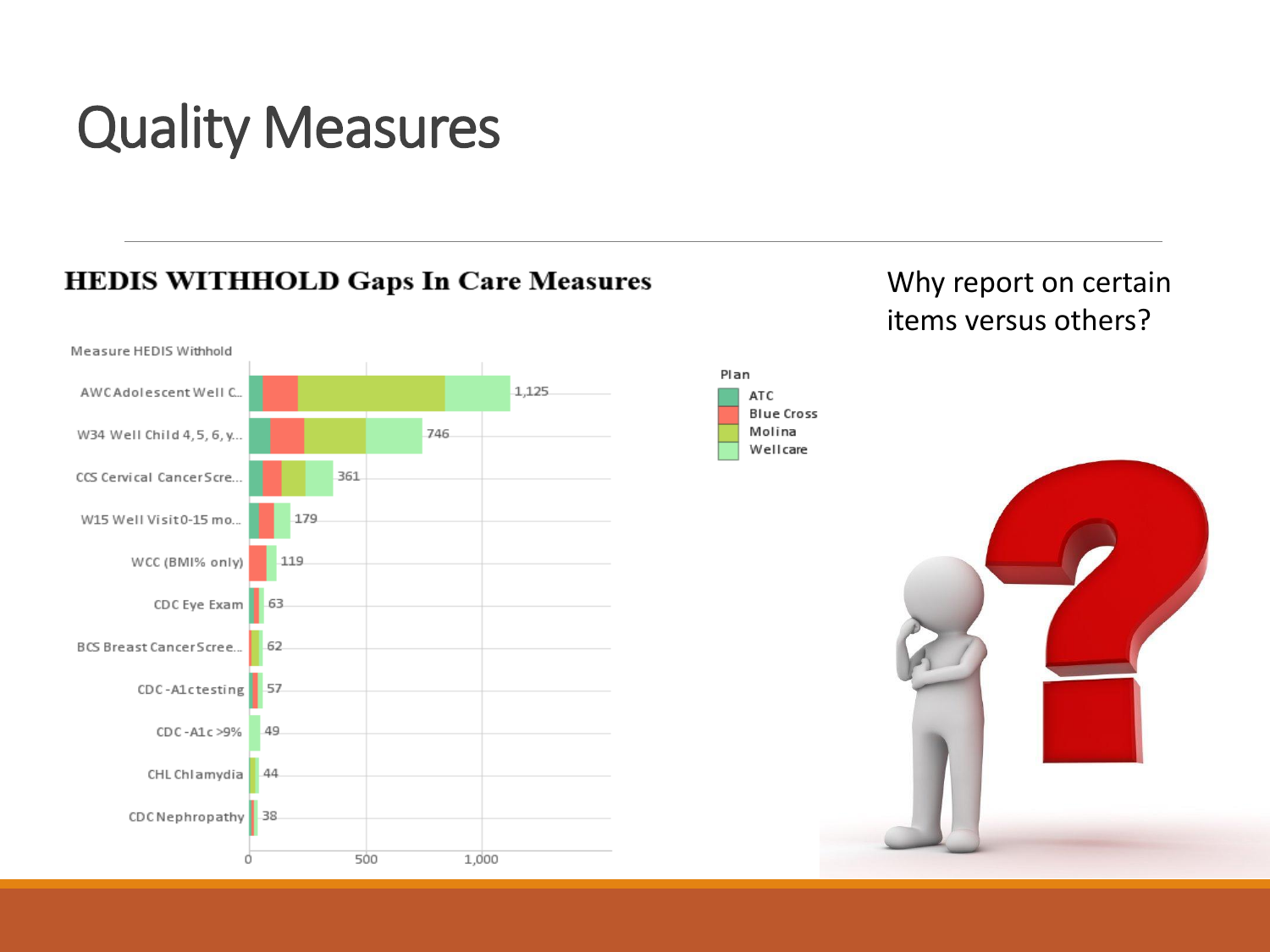# Quality Measures

## HEDIS WITHHOLD Gaps In Care Measures

Measure HEDIS Withhold

| Measure | Total |
| --- | --- |
| AWC Adolescent Well C... | 1,125 |
| W34 Well Child 4, 5, 6, y... | 746 |
| CCS Cervical Cancer Scre... | 361 |
| W15 Well Visit 0-15 mo... | 179 |
| WCC (BMI% only) | 119 |
| CDC Eye Exam | 63 |
| BCS Breast Cancer Scree... | 62 |
| CDC - A1c testing | 57 |
| CDC - A1c >9% | 49 |
| CHL Chlamydia | 44 |
| CDC Nephropathy | 38 |

Plan: ATC, Blue Cross, Molina, Wellcare

Why report on certain items versus others?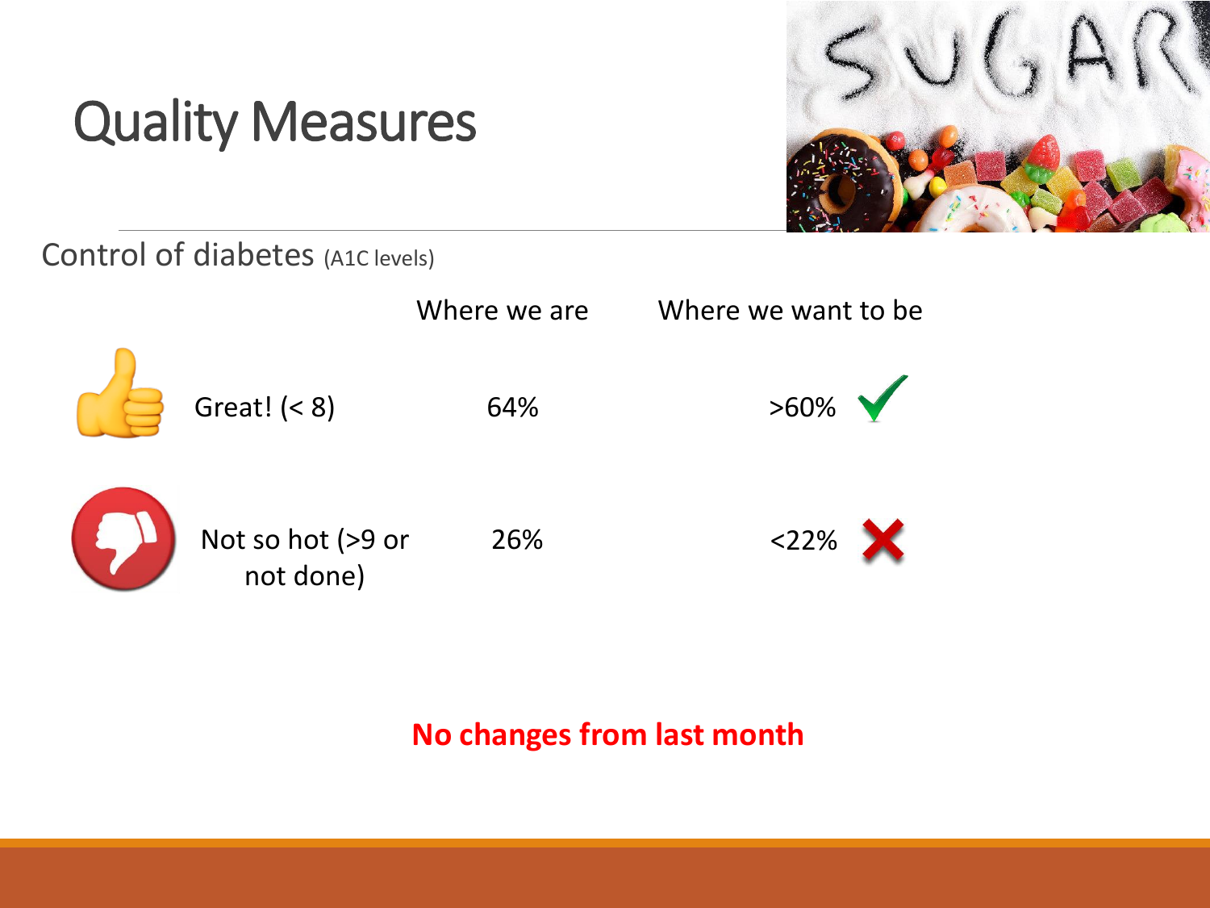# Quality Measures

Control of diabetes (A1C levels)

| | Where we are | Where we want to be |
|---|---|---|
| Great! (< 8) | 64% | >60% ✓ |
| Not so hot (>9 or not done) | 26% | <22% ✗ |

**No changes from last month**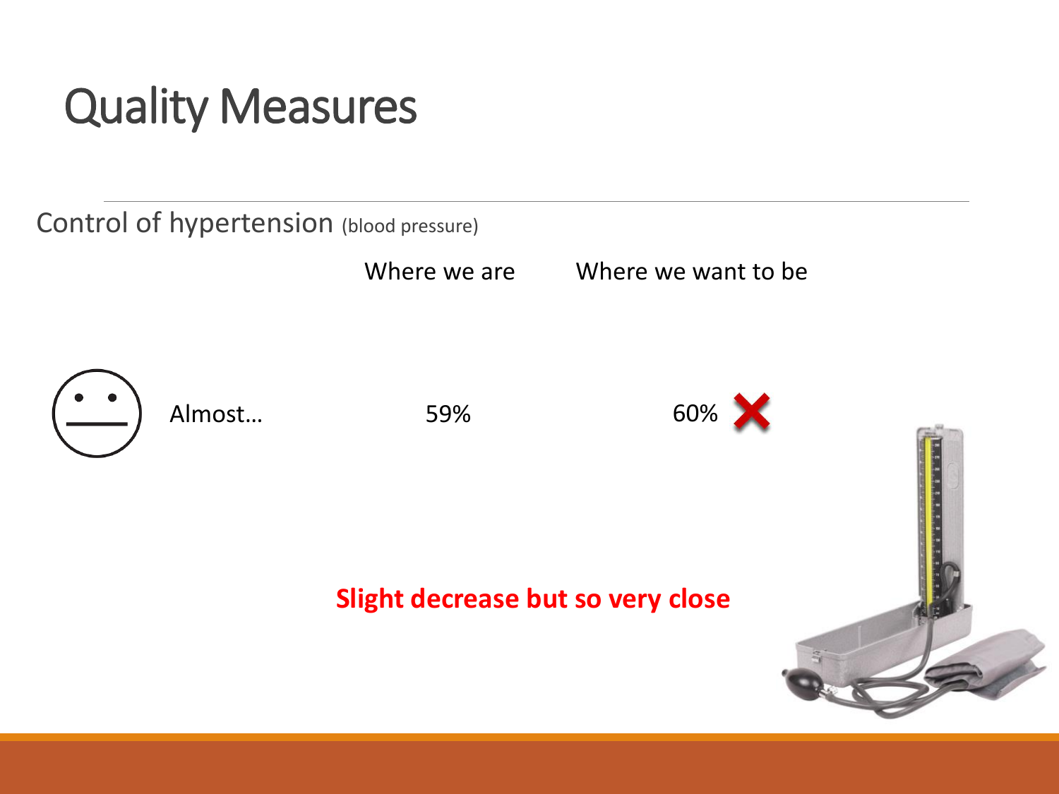# Quality Measures

Control of hypertension (blood pressure)

| | Where we are | Where we want to be |
|---|---|---|
| Almost… | 59% | 60% ❌ |

**Slight decrease but so very close**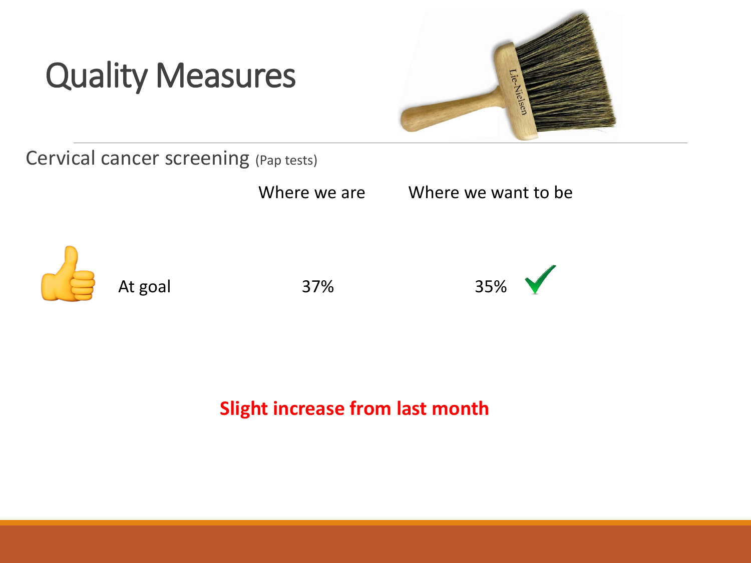# Quality Measures

Cervical cancer screening (Pap tests)

| | Where we are | Where we want to be |
|---|---|---|
| At goal | 37% | 35% ✓ |

**Slight increase from last month**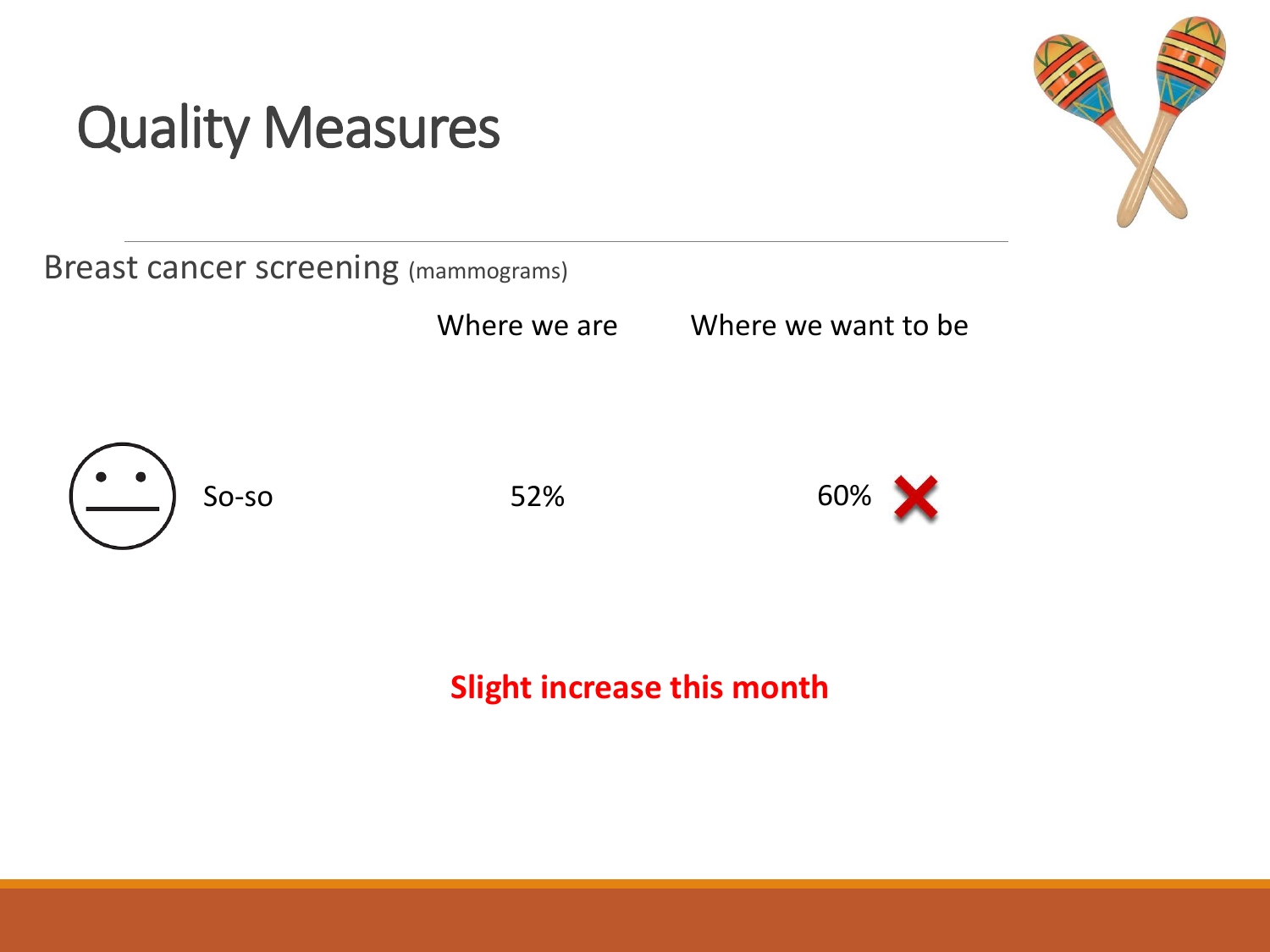# Quality Measures

Breast cancer screening (mammograms)

| | | Where we are | Where we want to be |
|---|---|---|---|
| 😐 | So-so | 52% | 60% ❌ |

**Slight increase this month**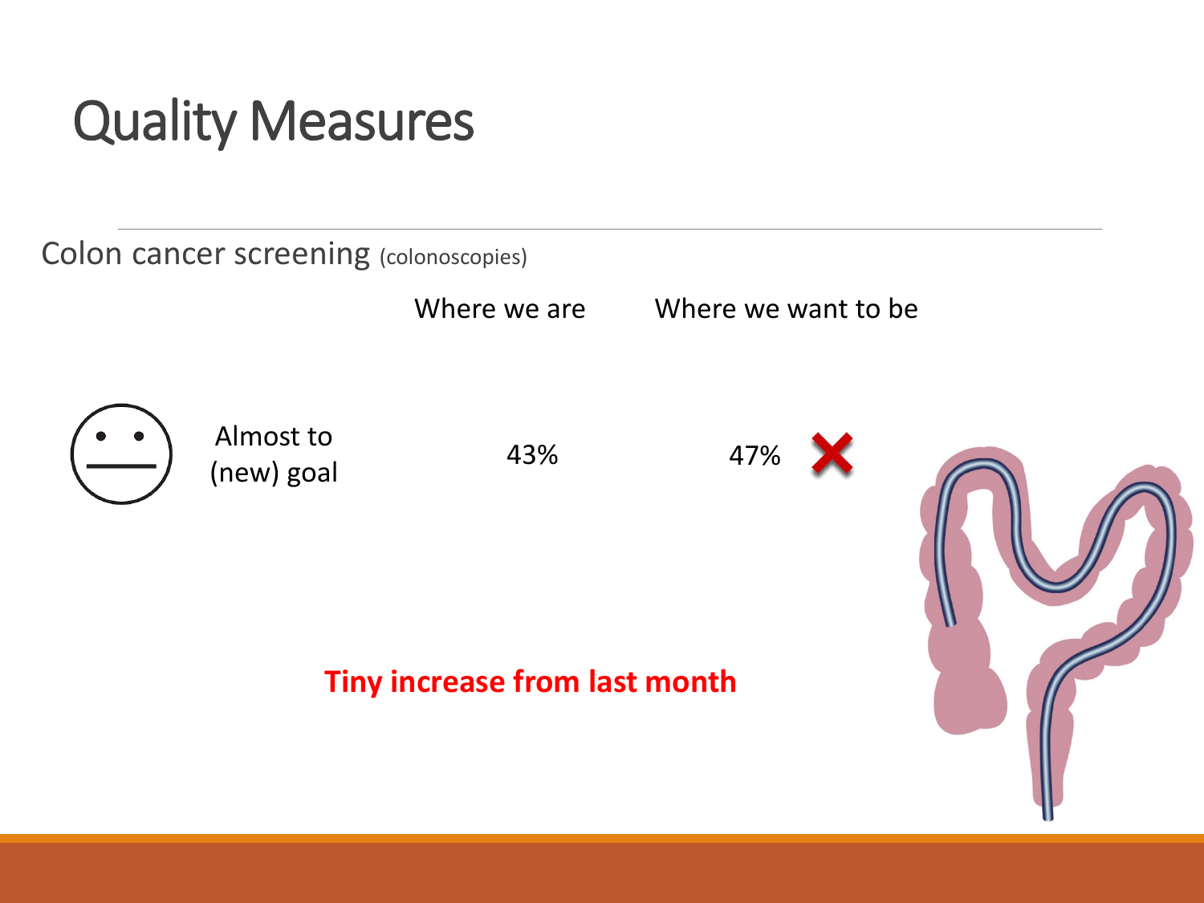# Quality Measures

Colon cancer screening (colonoscopies)

| | Where we are | Where we want to be |
|---|---|---|
| Almost to (new) goal | 43% | 47% ✗ |

**Tiny increase from last month**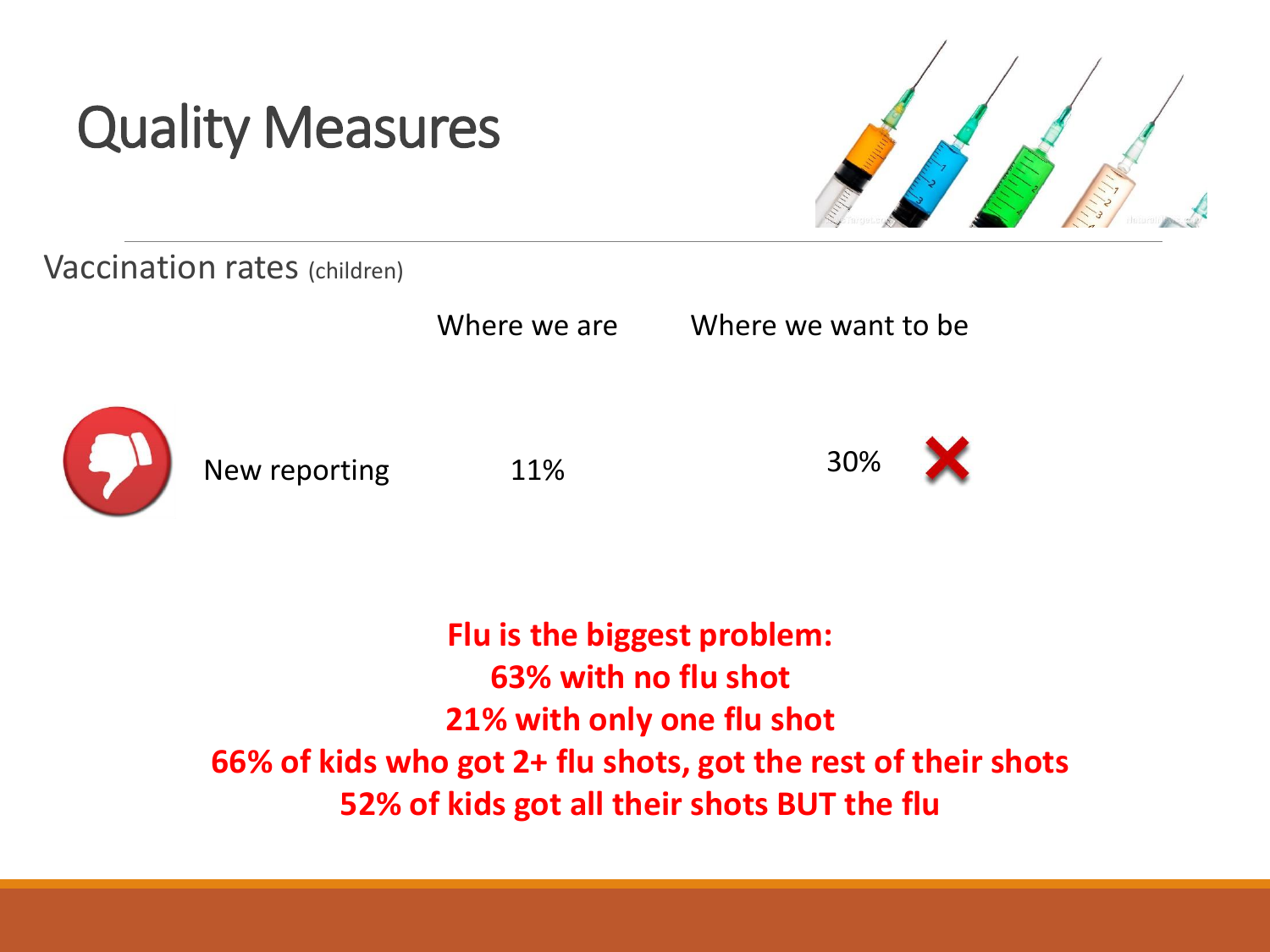# Quality Measures

Vaccination rates (children)

| | Where we are | Where we want to be |
|---|---|---|
| New reporting | 11% | 30% ✗ |

**Flu is the biggest problem:**
**63% with no flu shot**
**21% with only one flu shot**
**66% of kids who got 2+ flu shots, got the rest of their shots**
**52% of kids got all their shots BUT the flu**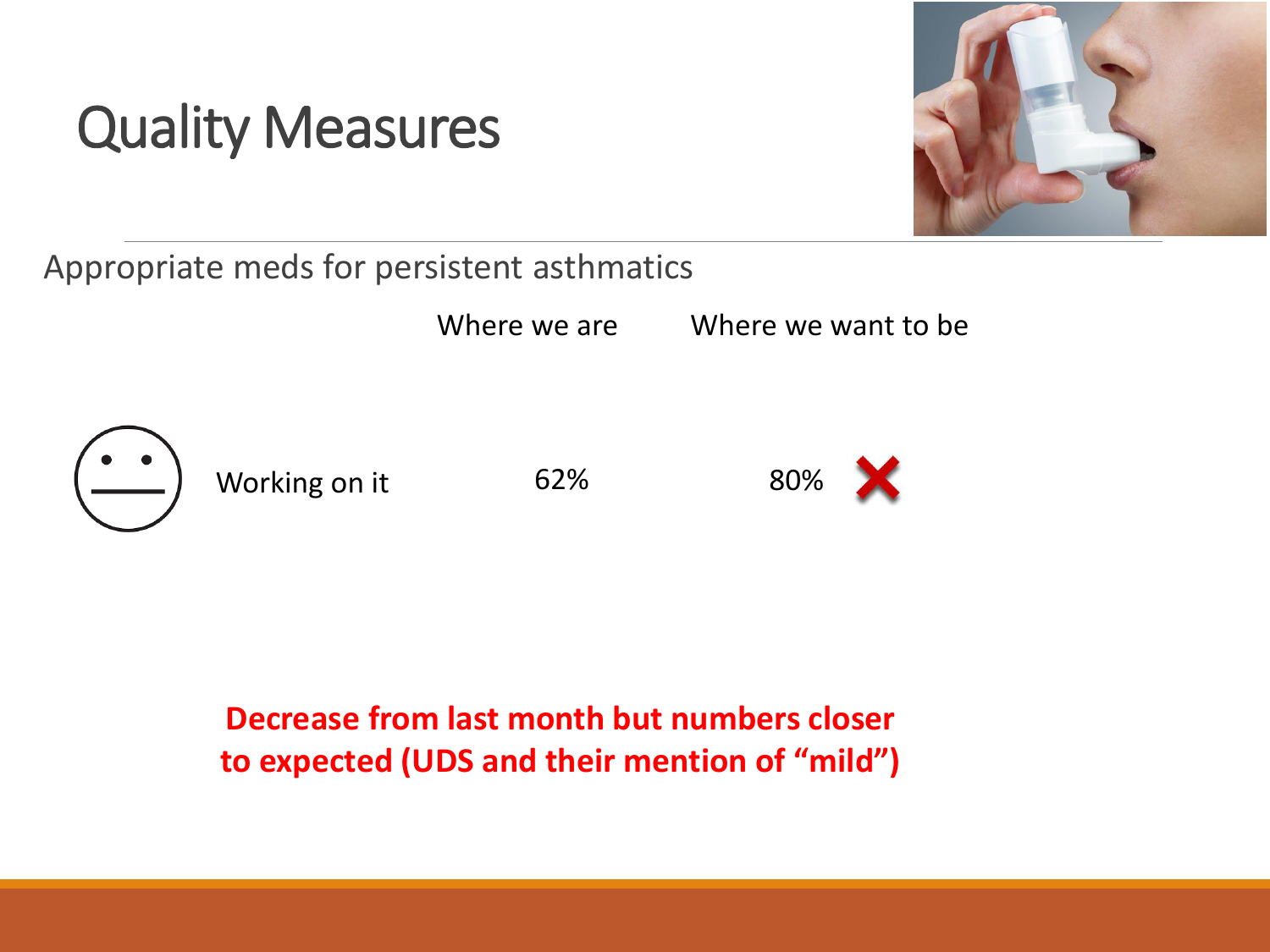# Quality Measures

Appropriate meds for persistent asthmatics

| | Where we are | Where we want to be |
|---|---|---|
| Working on it | 62% | 80% ✗ |

**Decrease from last month but numbers closer to expected (UDS and their mention of "mild")**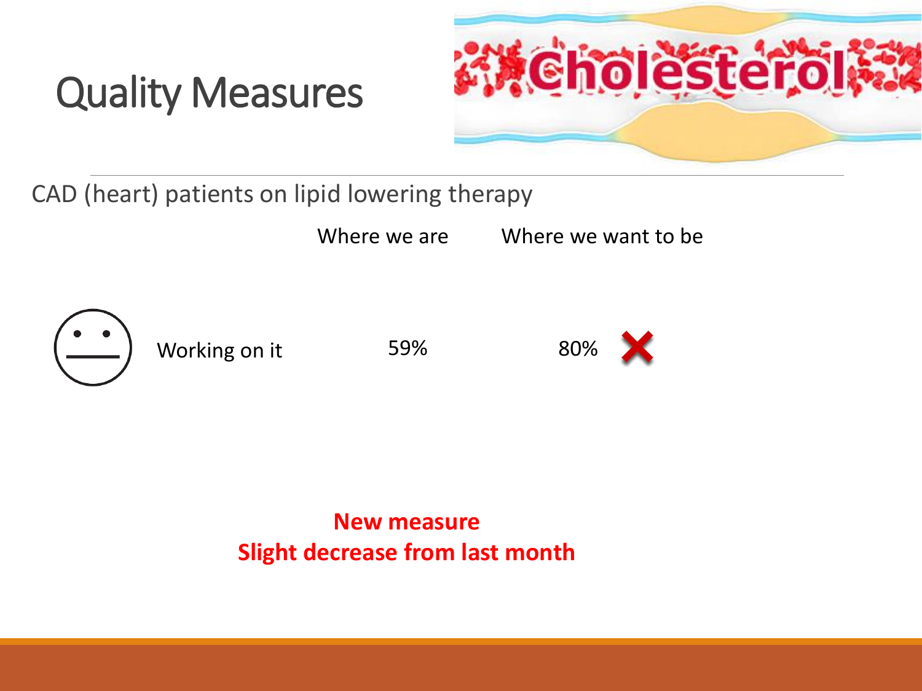# Quality Measures

CAD (heart) patients on lipid lowering therapy

| | | Where we are | Where we want to be |
|---|---|---|---|
| | Working on it | 59% | 80% |

**New measure**
**Slight decrease from last month**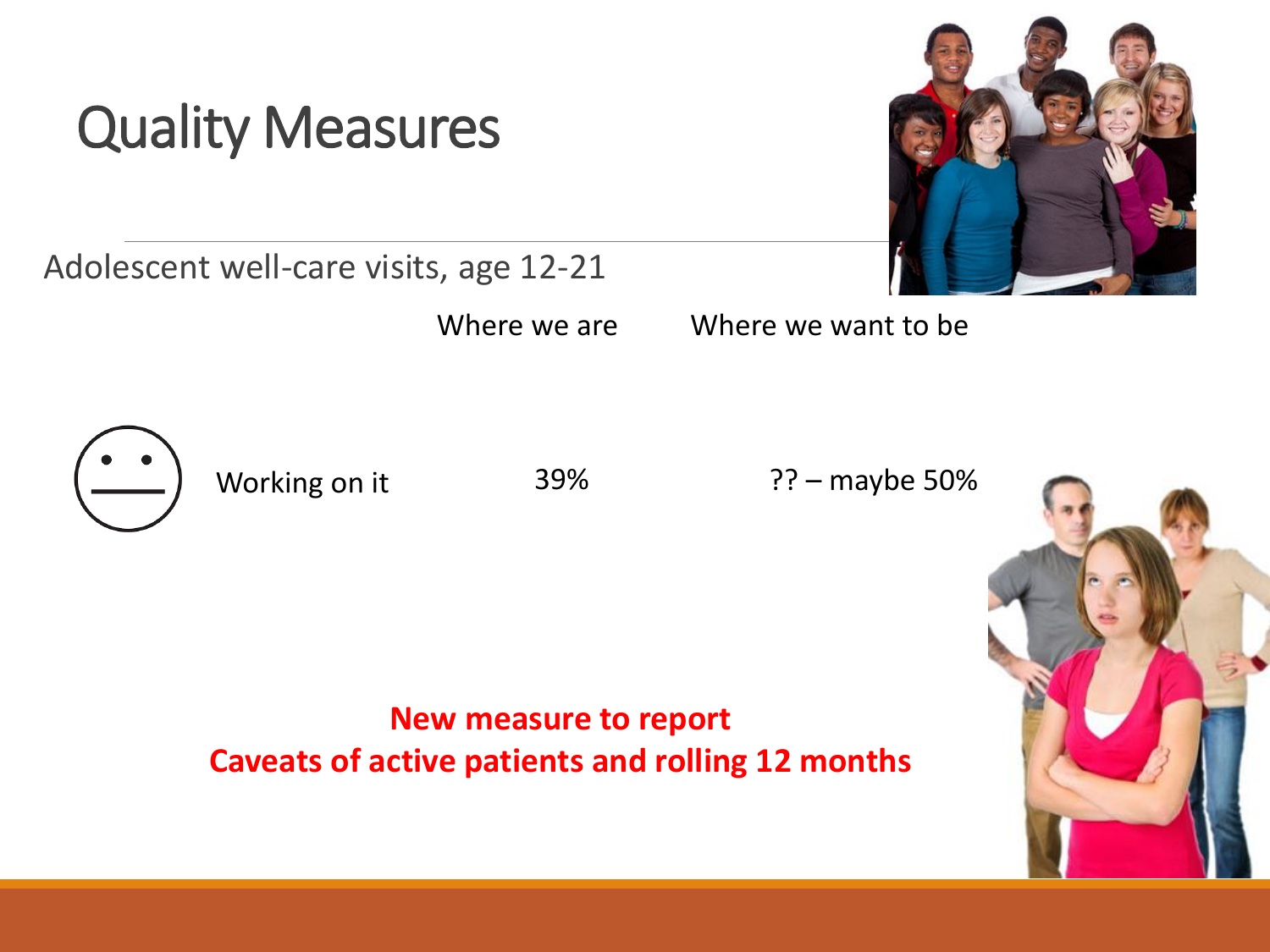# Quality Measures

Adolescent well-care visits, age 12-21

| | | Where we are | Where we want to be |
|---|---|---|---|
| 😐 | Working on it | 39% | ?? – maybe 50% |

**New measure to report**
**Caveats of active patients and rolling 12 months**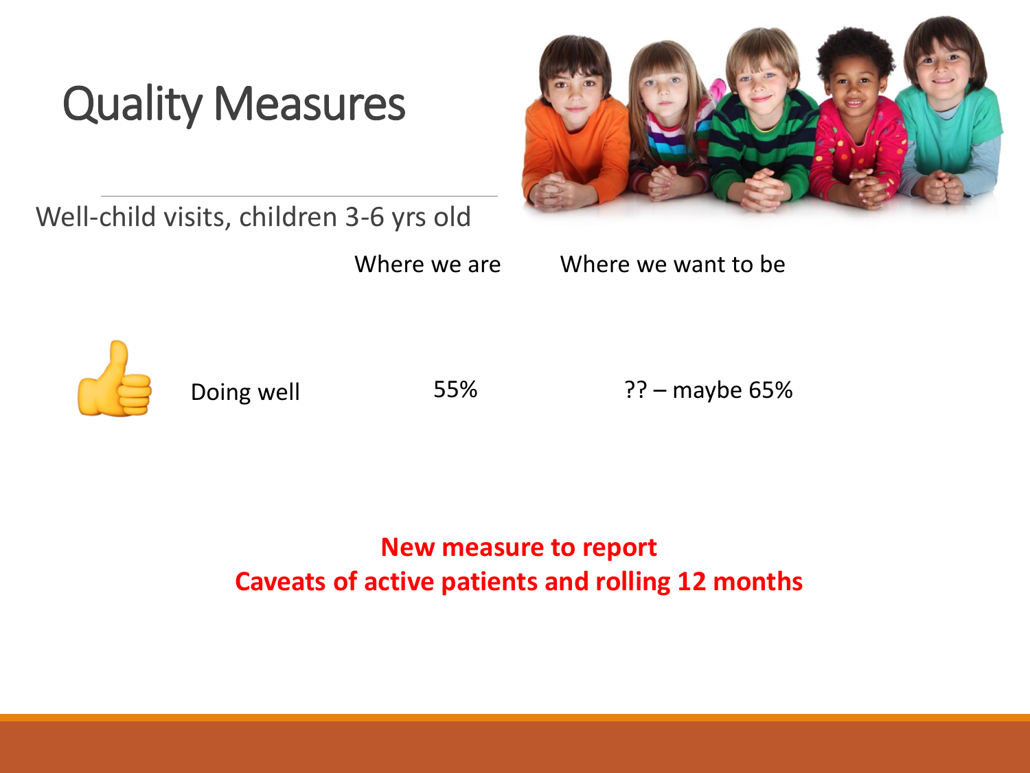# Quality Measures

Well-child visits, children 3-6 yrs old

| | Where we are | Where we want to be |
|---|---|---|
| Doing well | 55% | ?? – maybe 65% |

**New measure to report**
**Caveats of active patients and rolling 12 months**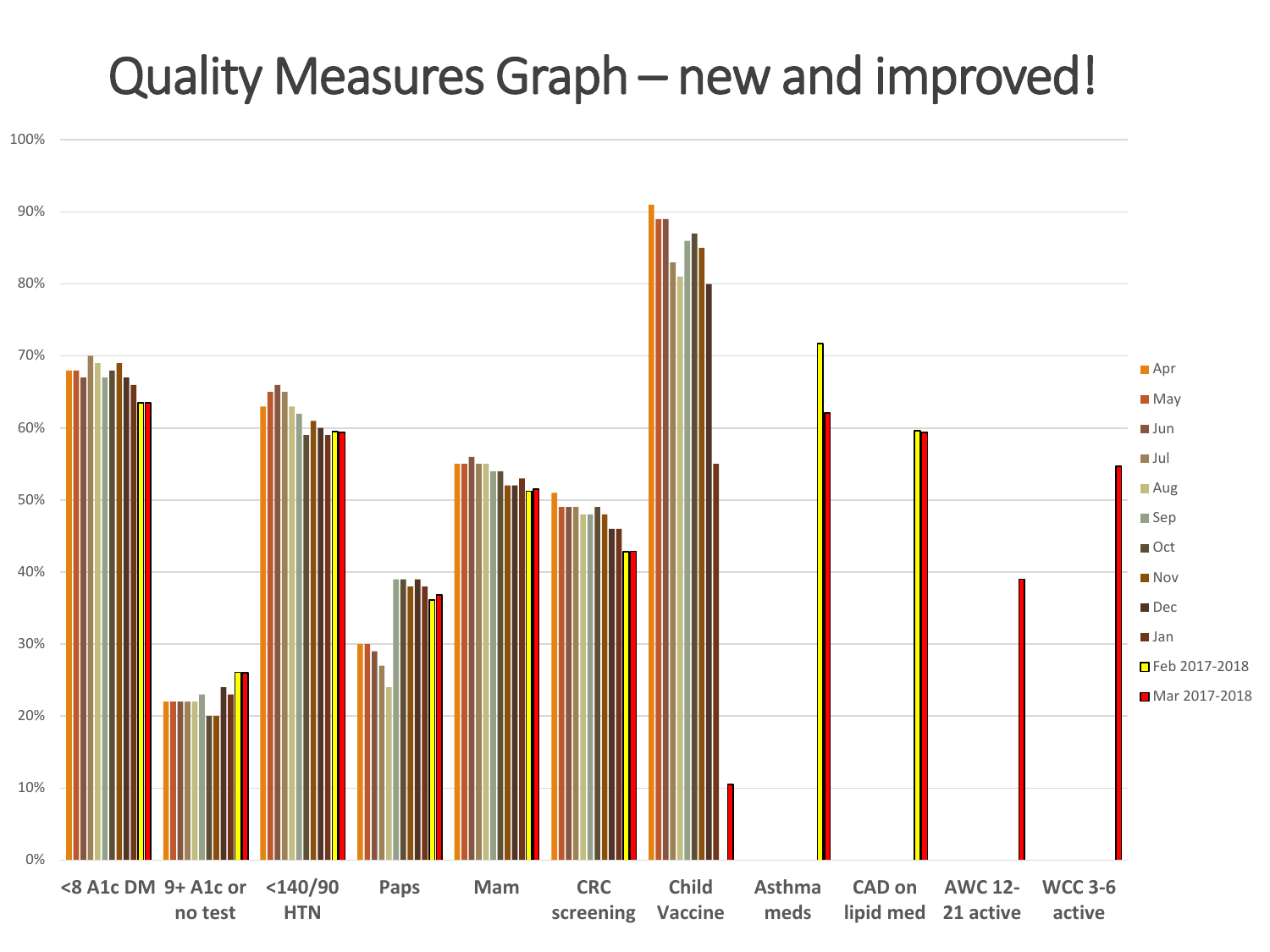# Quality Measures Graph – new and improved!

100%
90%
80%
70%
60%
50%
40%
30%
20%
10%
0%

<8 A1c DM | 9+ A1c or no test | <140/90 HTN | Paps | Mam | CRC screening | Child Vaccine | Asthma meds | CAD on lipid med | AWC 12-21 active | WCC 3-6 active

- Apr
- May
- Jun
- Jul
- Aug
- Sep
- Oct
- Nov
- Dec
- Jan
- Feb 2017-2018
- Mar 2017-2018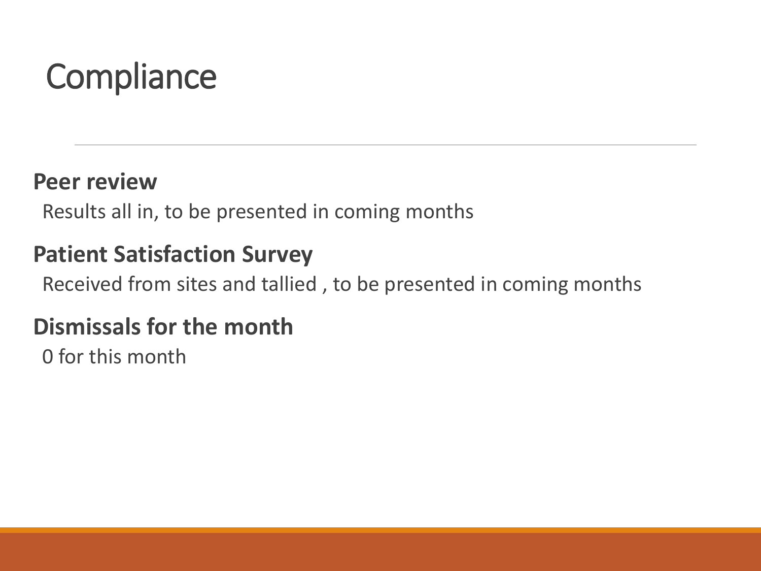# Compliance

**Peer review**

Results all in, to be presented in coming months

**Patient Satisfaction Survey**

Received from sites and tallied , to be presented in coming months

**Dismissals for the month**

0 for this month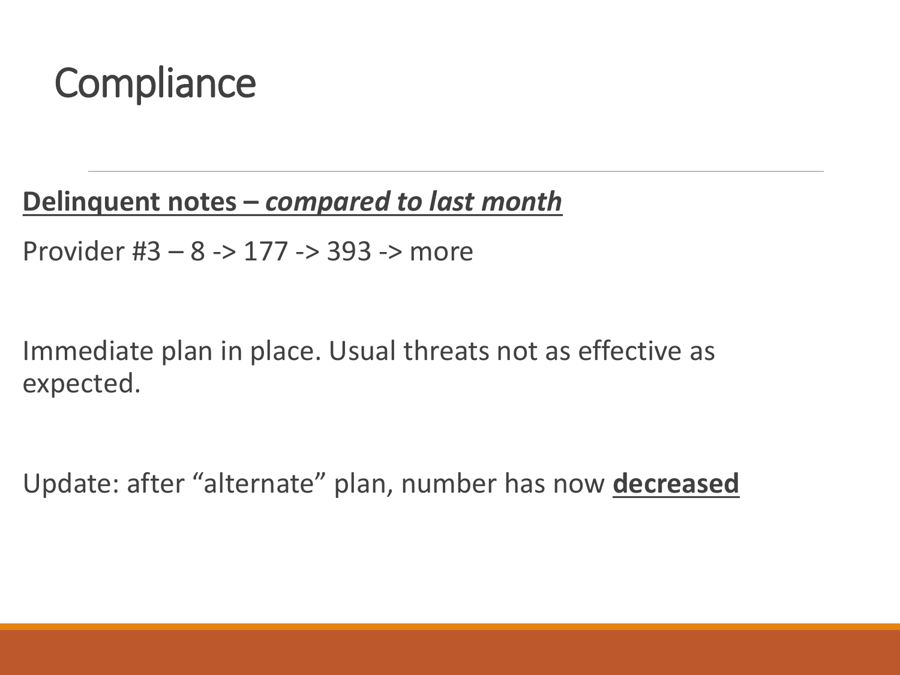# Compliance

**<u>Delinquent notes – *compared to last month*</u>**

Provider #3 – 8 -> 177 -> 393 -> more

Immediate plan in place. Usual threats not as effective as expected.

Update: after "alternate" plan, number has now **<u>decreased</u>**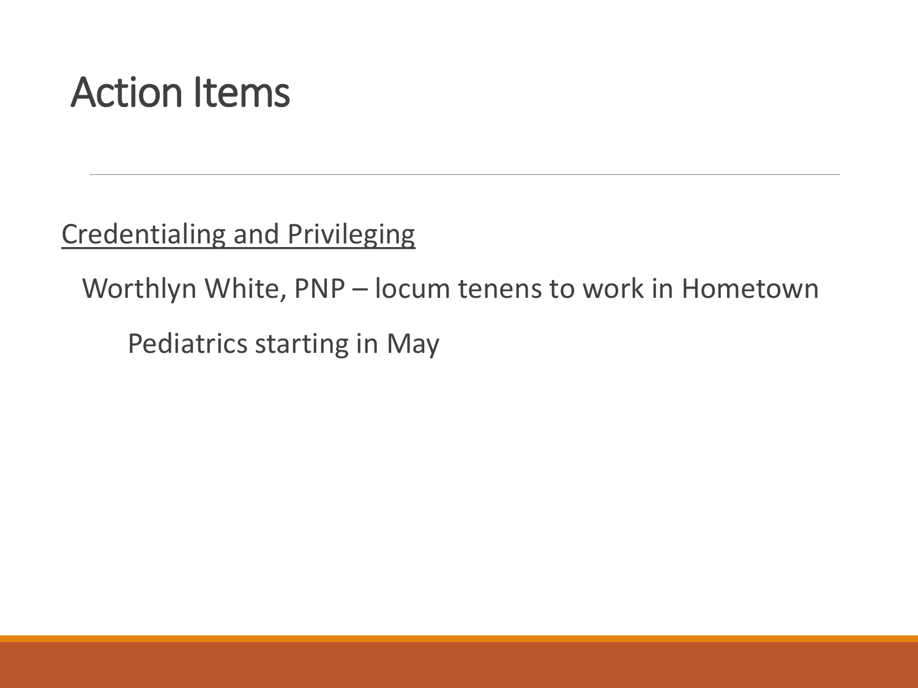# Action Items

Credentialing and Privileging

Worthlyn White, PNP – locum tenens to work in Hometown Pediatrics starting in May